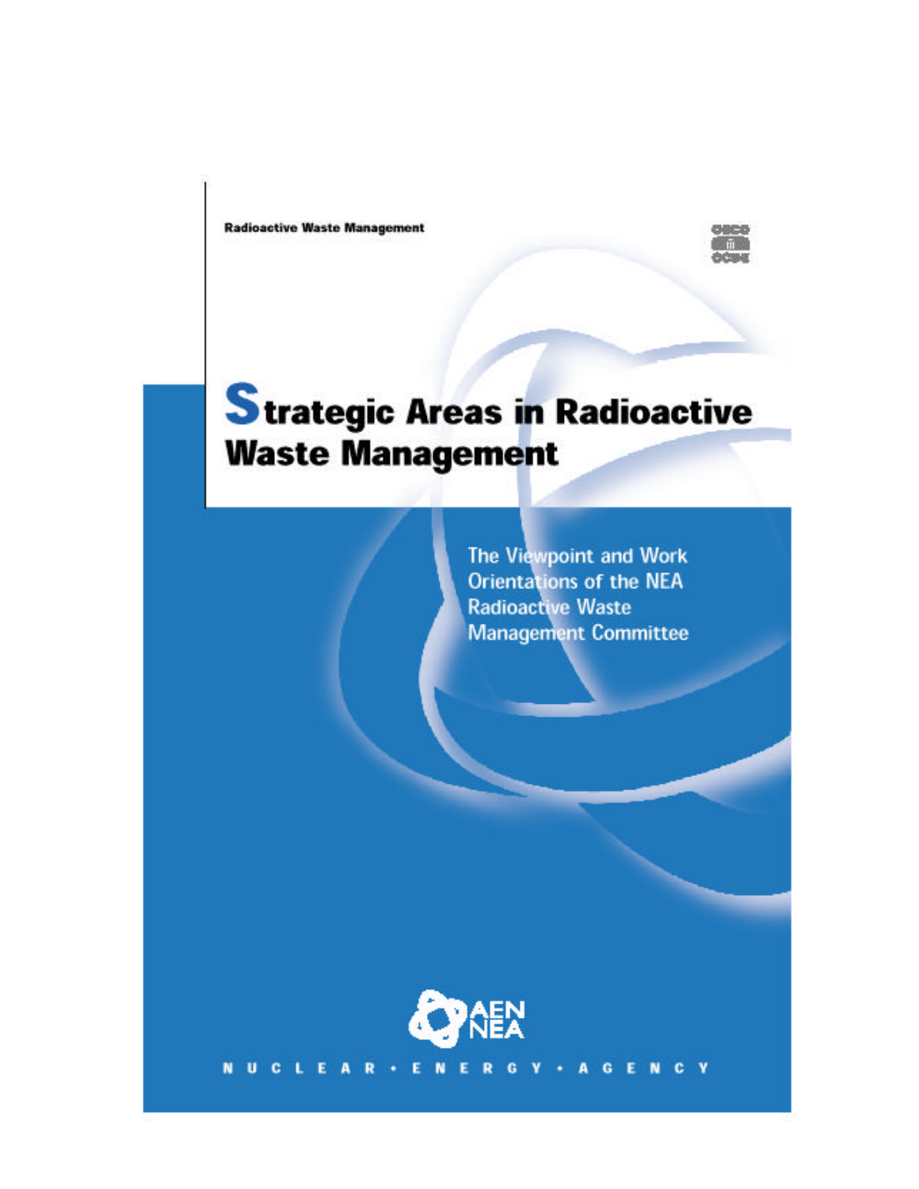Radioactive Waste Management

# Strategic Areas in Radioactive Waste Management

The Viewpoint and Work Orientations of the NEA Radioactive Waste Management Committee

AEN NEA

NUCLEAR • ENERGY • AGENCY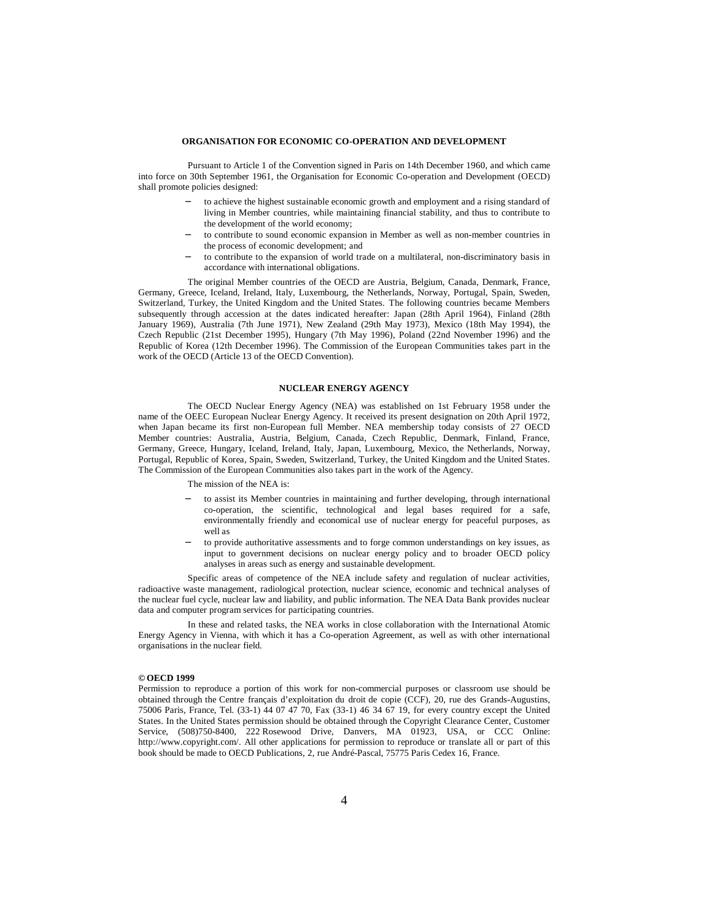## ORGANISATION FOR ECONOMIC CO-OPERATION AND DEVELOPMENT

Pursuant to Article 1 of the Convention signed in Paris on 14th December 1960, and which came into force on 30th September 1961, the Organisation for Economic Co-operation and Development (OECD) shall promote policies designed:

- to achieve the highest sustainable economic growth and employment and a rising standard of living in Member countries, while maintaining financial stability, and thus to contribute to the development of the world economy;
- to contribute to sound economic expansion in Member as well as non-member countries in the process of economic development; and
- to contribute to the expansion of world trade on a multilateral, non-discriminatory basis in accordance with international obligations.

The original Member countries of the OECD are Austria, Belgium, Canada, Denmark, France, Germany, Greece, Iceland, Ireland, Italy, Luxembourg, the Netherlands, Norway, Portugal, Spain, Sweden, Switzerland, Turkey, the United Kingdom and the United States. The following countries became Members subsequently through accession at the dates indicated hereafter: Japan (28th April 1964), Finland (28th January 1969), Australia (7th June 1971), New Zealand (29th May 1973), Mexico (18th May 1994), the Czech Republic (21st December 1995), Hungary (7th May 1996), Poland (22nd November 1996) and the Republic of Korea (12th December 1996). The Commission of the European Communities takes part in the work of the OECD (Article 13 of the OECD Convention).

## NUCLEAR ENERGY AGENCY

The OECD Nuclear Energy Agency (NEA) was established on 1st February 1958 under the name of the OEEC European Nuclear Energy Agency. It received its present designation on 20th April 1972, when Japan became its first non-European full Member. NEA membership today consists of 27 OECD Member countries: Australia, Austria, Belgium, Canada, Czech Republic, Denmark, Finland, France, Germany, Greece, Hungary, Iceland, Ireland, Italy, Japan, Luxembourg, Mexico, the Netherlands, Norway, Portugal, Republic of Korea, Spain, Sweden, Switzerland, Turkey, the United Kingdom and the United States. The Commission of the European Communities also takes part in the work of the Agency.

The mission of the NEA is:

- to assist its Member countries in maintaining and further developing, through international co-operation, the scientific, technological and legal bases required for a safe, environmentally friendly and economical use of nuclear energy for peaceful purposes, as well as
- to provide authoritative assessments and to forge common understandings on key issues, as input to government decisions on nuclear energy policy and to broader OECD policy analyses in areas such as energy and sustainable development.

Specific areas of competence of the NEA include safety and regulation of nuclear activities, radioactive waste management, radiological protection, nuclear science, economic and technical analyses of the nuclear fuel cycle, nuclear law and liability, and public information. The NEA Data Bank provides nuclear data and computer program services for participating countries.

In these and related tasks, the NEA works in close collaboration with the International Atomic Energy Agency in Vienna, with which it has a Co-operation Agreement, as well as with other international organisations in the nuclear field.

**© OECD 1999**

Permission to reproduce a portion of this work for non-commercial purposes or classroom use should be obtained through the Centre français d'exploitation du droit de copie (CCF), 20, rue des Grands-Augustins, 75006 Paris, France, Tel. (33-1) 44 07 47 70, Fax (33-1) 46 34 67 19, for every country except the United States. In the United States permission should be obtained through the Copyright Clearance Center, Customer Service, (508)750-8400, 222 Rosewood Drive, Danvers, MA 01923, USA, or CCC Online: http://www.copyright.com/. All other applications for permission to reproduce or translate all or part of this book should be made to OECD Publications, 2, rue André-Pascal, 75775 Paris Cedex 16, France.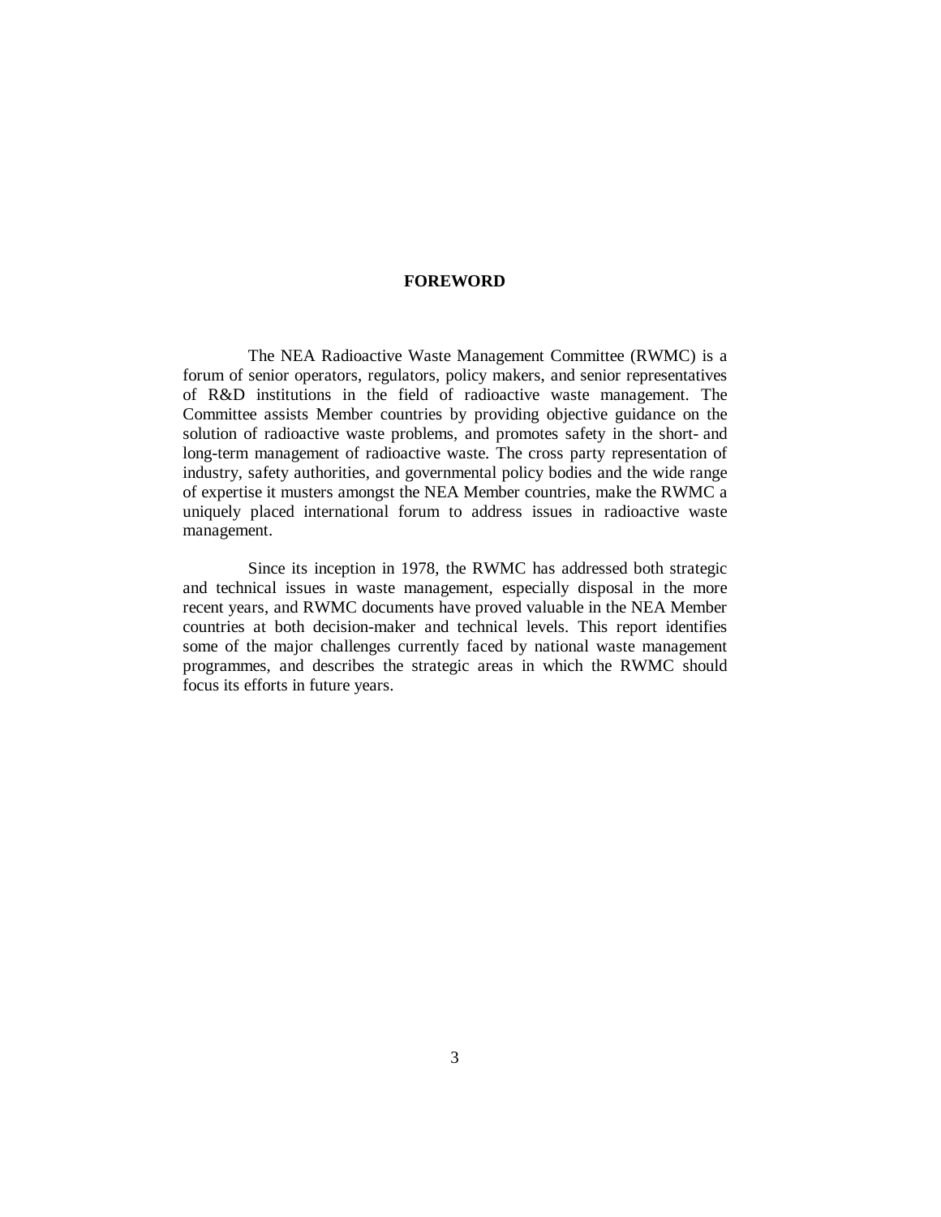# FOREWORD

The NEA Radioactive Waste Management Committee (RWMC) is a forum of senior operators, regulators, policy makers, and senior representatives of R&D institutions in the field of radioactive waste management. The Committee assists Member countries by providing objective guidance on the solution of radioactive waste problems, and promotes safety in the short- and long-term management of radioactive waste. The cross party representation of industry, safety authorities, and governmental policy bodies and the wide range of expertise it musters amongst the NEA Member countries, make the RWMC a uniquely placed international forum to address issues in radioactive waste management.

Since its inception in 1978, the RWMC has addressed both strategic and technical issues in waste management, especially disposal in the more recent years, and RWMC documents have proved valuable in the NEA Member countries at both decision-maker and technical levels. This report identifies some of the major challenges currently faced by national waste management programmes, and describes the strategic areas in which the RWMC should focus its efforts in future years.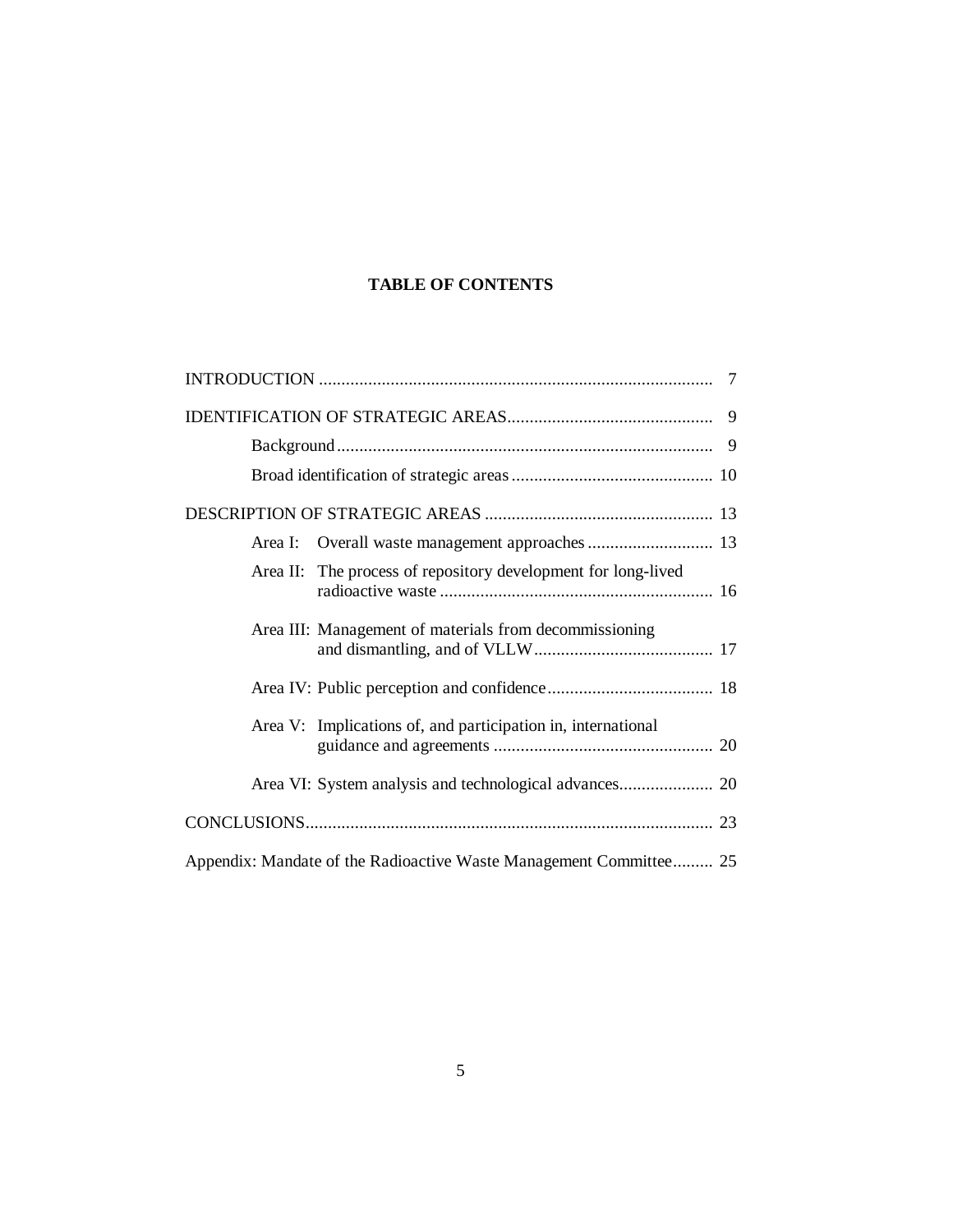# TABLE OF CONTENTS

| | |
|---|---|
| INTRODUCTION | 7 |
| IDENTIFICATION OF STRATEGIC AREAS | 9 |
| Background | 9 |
| Broad identification of strategic areas | 10 |
| DESCRIPTION OF STRATEGIC AREAS | 13 |
| Area I: Overall waste management approaches | 13 |
| Area II: The process of repository development for long-lived radioactive waste | 16 |
| Area III: Management of materials from decommissioning and dismantling, and of VLLW | 17 |
| Area IV: Public perception and confidence | 18 |
| Area V: Implications of, and participation in, international guidance and agreements | 20 |
| Area VI: System analysis and technological advances | 20 |
| CONCLUSIONS | 23 |
| Appendix: Mandate of the Radioactive Waste Management Committee | 25 |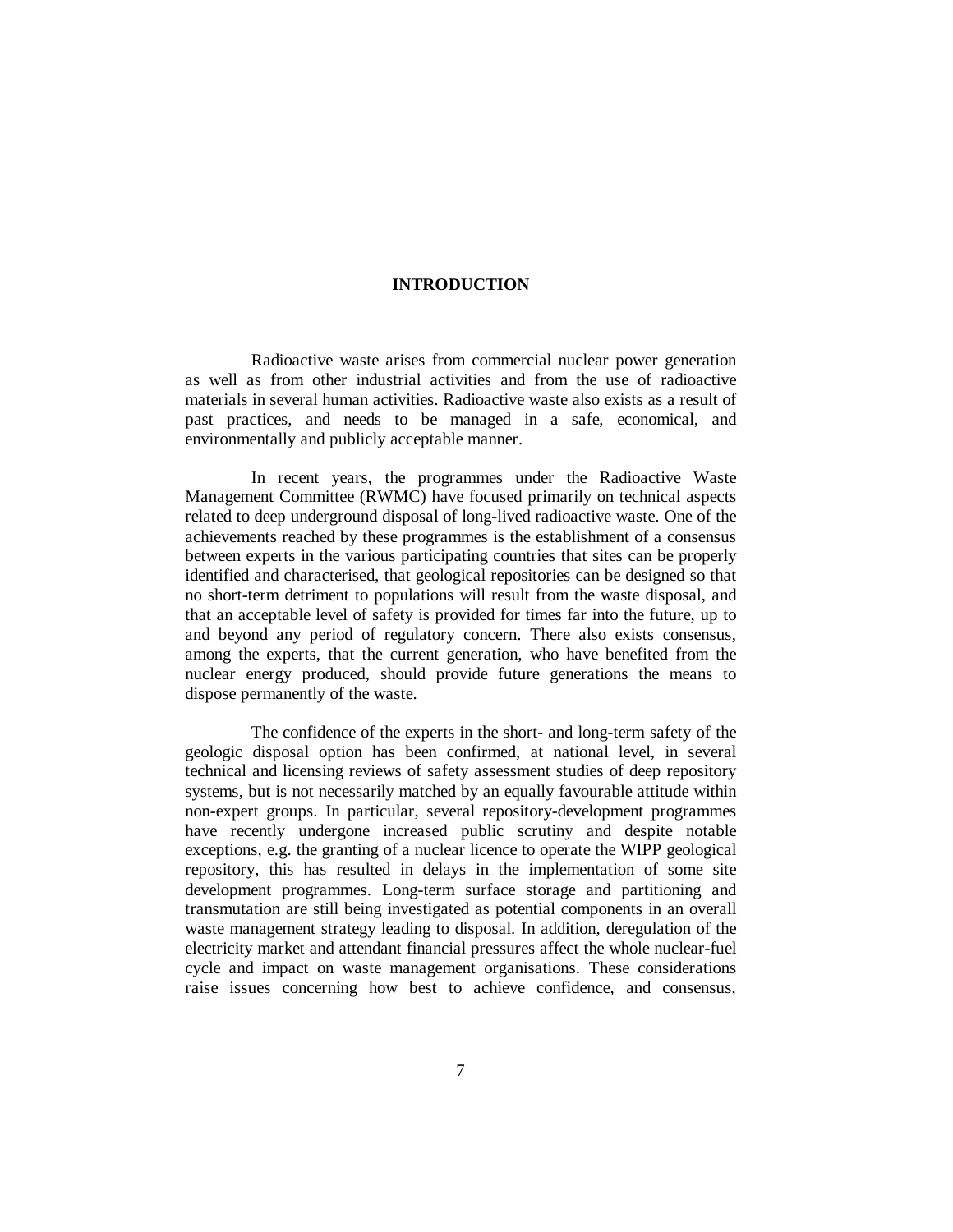# INTRODUCTION

Radioactive waste arises from commercial nuclear power generation as well as from other industrial activities and from the use of radioactive materials in several human activities. Radioactive waste also exists as a result of past practices, and needs to be managed in a safe, economical, and environmentally and publicly acceptable manner.

In recent years, the programmes under the Radioactive Waste Management Committee (RWMC) have focused primarily on technical aspects related to deep underground disposal of long-lived radioactive waste. One of the achievements reached by these programmes is the establishment of a consensus between experts in the various participating countries that sites can be properly identified and characterised, that geological repositories can be designed so that no short-term detriment to populations will result from the waste disposal, and that an acceptable level of safety is provided for times far into the future, up to and beyond any period of regulatory concern. There also exists consensus, among the experts, that the current generation, who have benefited from the nuclear energy produced, should provide future generations the means to dispose permanently of the waste.

The confidence of the experts in the short- and long-term safety of the geologic disposal option has been confirmed, at national level, in several technical and licensing reviews of safety assessment studies of deep repository systems, but is not necessarily matched by an equally favourable attitude within non-expert groups. In particular, several repository-development programmes have recently undergone increased public scrutiny and despite notable exceptions, e.g. the granting of a nuclear licence to operate the WIPP geological repository, this has resulted in delays in the implementation of some site development programmes. Long-term surface storage and partitioning and transmutation are still being investigated as potential components in an overall waste management strategy leading to disposal. In addition, deregulation of the electricity market and attendant financial pressures affect the whole nuclear-fuel cycle and impact on waste management organisations. These considerations raise issues concerning how best to achieve confidence, and consensus,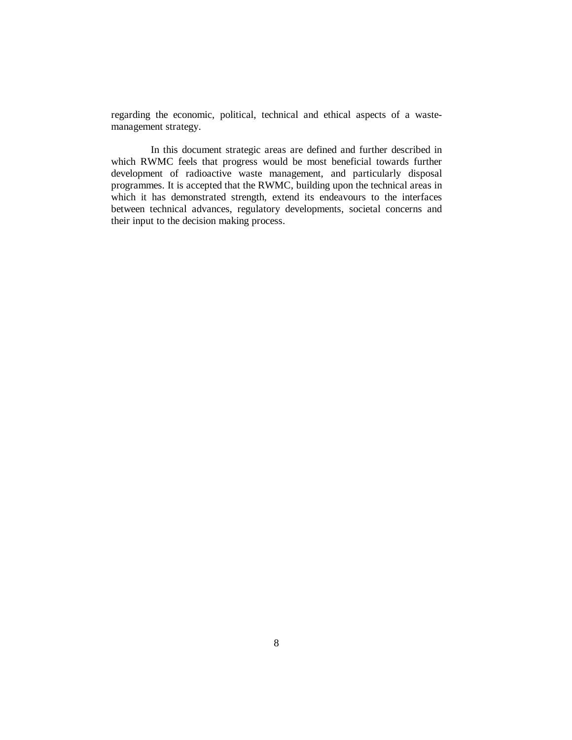regarding the economic, political, technical and ethical aspects of a waste-management strategy.

In this document strategic areas are defined and further described in which RWMC feels that progress would be most beneficial towards further development of radioactive waste management, and particularly disposal programmes. It is accepted that the RWMC, building upon the technical areas in which it has demonstrated strength, extend its endeavours to the interfaces between technical advances, regulatory developments, societal concerns and their input to the decision making process.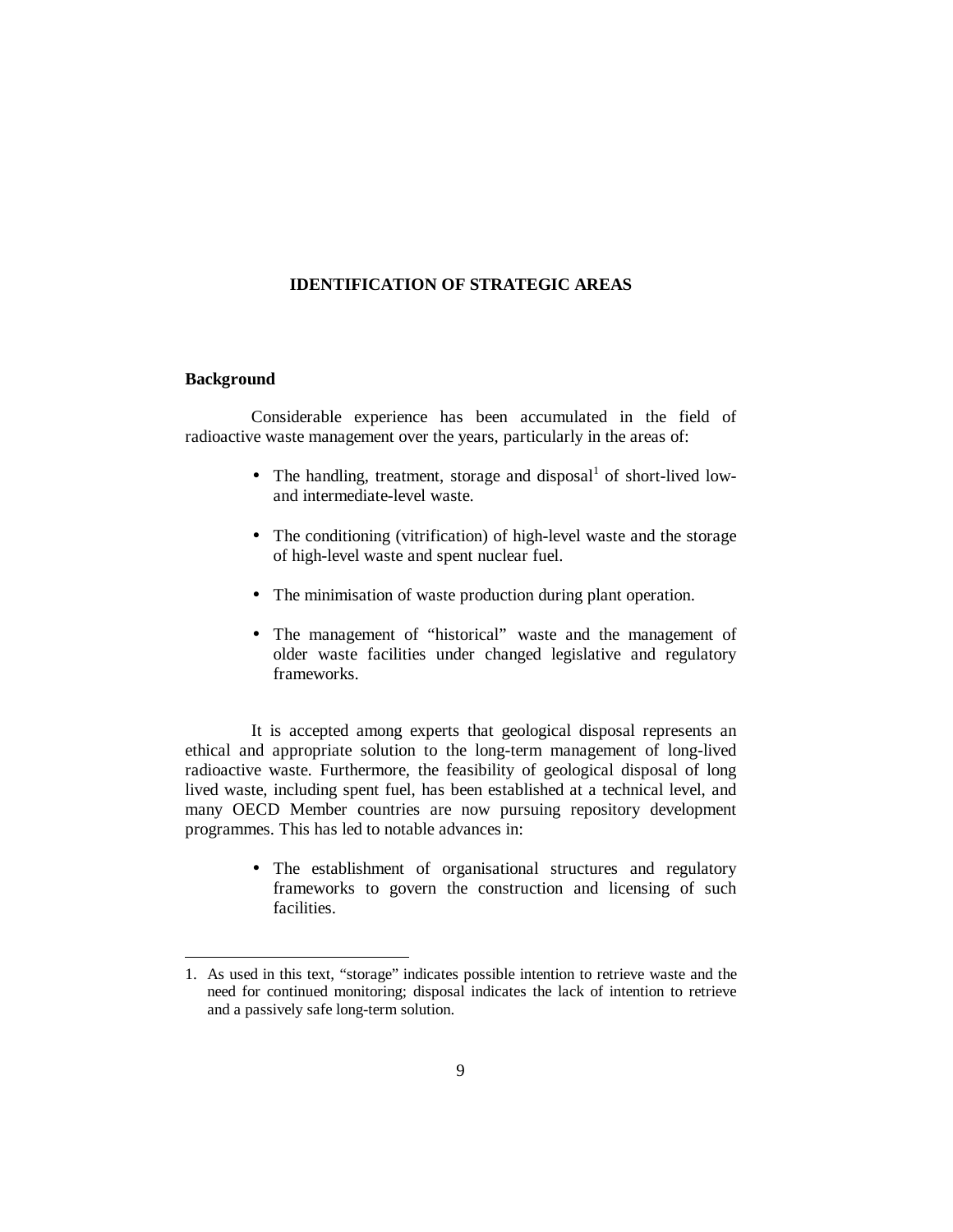## IDENTIFICATION OF STRATEGIC AREAS

### Background

Considerable experience has been accumulated in the field of radioactive waste management over the years, particularly in the areas of:

- The handling, treatment, storage and disposal[1] of short-lived low- and intermediate-level waste.
- The conditioning (vitrification) of high-level waste and the storage of high-level waste and spent nuclear fuel.
- The minimisation of waste production during plant operation.
- The management of "historical" waste and the management of older waste facilities under changed legislative and regulatory frameworks.

It is accepted among experts that geological disposal represents an ethical and appropriate solution to the long-term management of long-lived radioactive waste. Furthermore, the feasibility of geological disposal of long lived waste, including spent fuel, has been established at a technical level, and many OECD Member countries are now pursuing repository development programmes. This has led to notable advances in:

- The establishment of organisational structures and regulatory frameworks to govern the construction and licensing of such facilities.

---

1. As used in this text, "storage" indicates possible intention to retrieve waste and the need for continued monitoring; disposal indicates the lack of intention to retrieve and a passively safe long-term solution.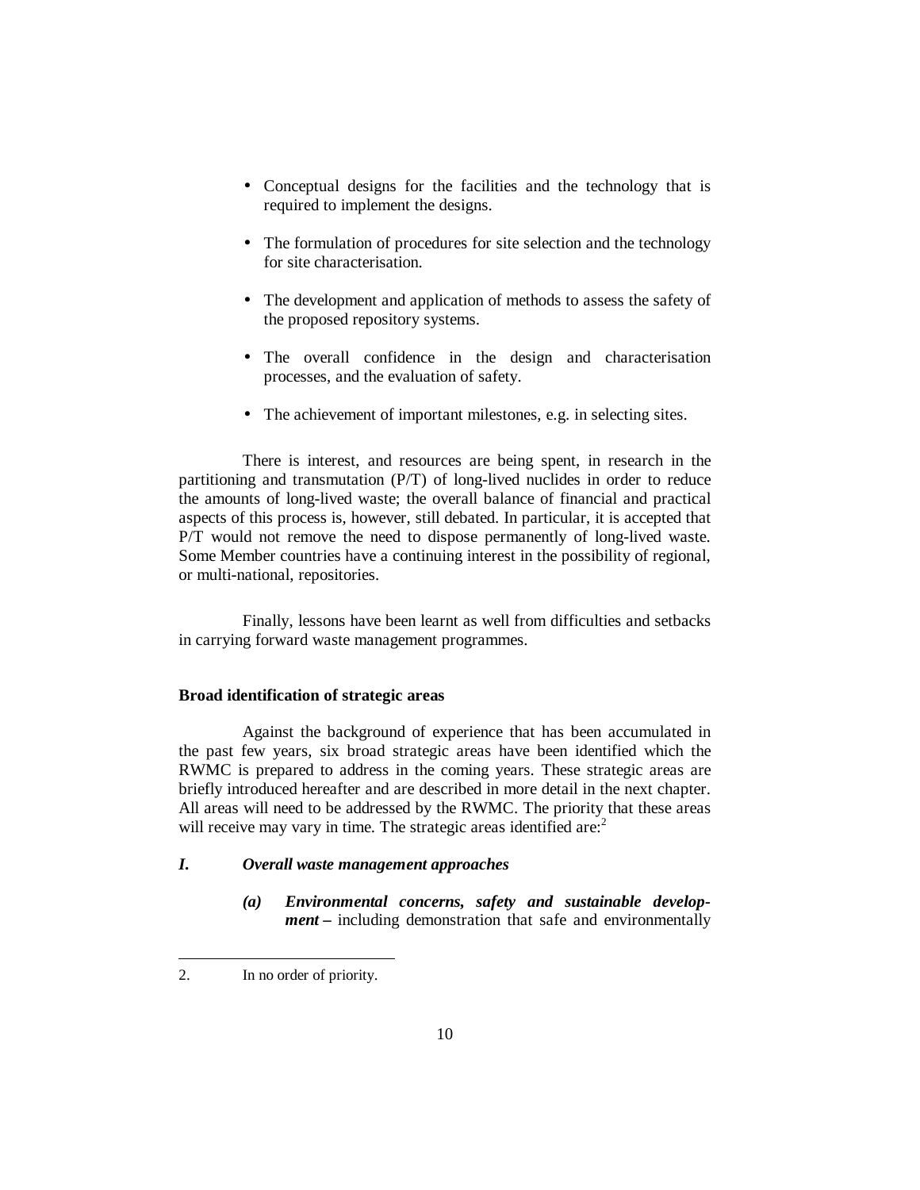- Conceptual designs for the facilities and the technology that is required to implement the designs.
- The formulation of procedures for site selection and the technology for site characterisation.
- The development and application of methods to assess the safety of the proposed repository systems.
- The overall confidence in the design and characterisation processes, and the evaluation of safety.
- The achievement of important milestones, e.g. in selecting sites.

There is interest, and resources are being spent, in research in the partitioning and transmutation (P/T) of long-lived nuclides in order to reduce the amounts of long-lived waste; the overall balance of financial and practical aspects of this process is, however, still debated. In particular, it is accepted that P/T would not remove the need to dispose permanently of long-lived waste. Some Member countries have a continuing interest in the possibility of regional, or multi-national, repositories.

Finally, lessons have been learnt as well from difficulties and setbacks in carrying forward waste management programmes.

**Broad identification of strategic areas**

Against the background of experience that has been accumulated in the past few years, six broad strategic areas have been identified which the RWMC is prepared to address in the coming years. These strategic areas are briefly introduced hereafter and are described in more detail in the next chapter. All areas will need to be addressed by the RWMC. The priority that these areas will receive may vary in time. The strategic areas identified are:[2]

***I. Overall waste management approaches***

***(a) Environmental concerns, safety and sustainable development –*** including demonstration that safe and environmentally

2. In no order of priority.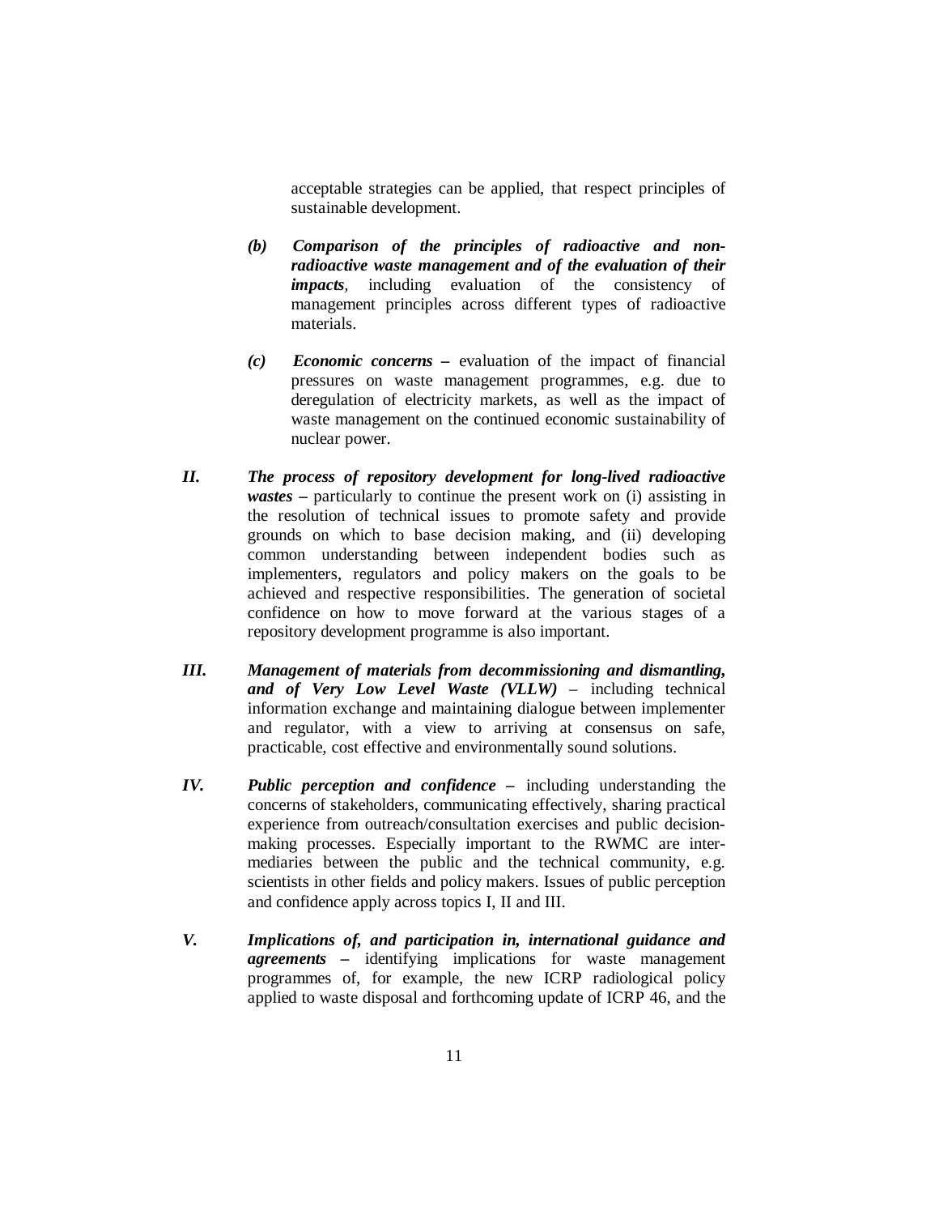acceptable strategies can be applied, that respect principles of sustainable development.

*(b)* ***Comparison of the principles of radioactive and non-radioactive waste management and of the evaluation of their impacts****,* including evaluation of the consistency of management principles across different types of radioactive materials.

*(c)* ***Economic concerns –*** evaluation of the impact of financial pressures on waste management programmes, e.g. due to deregulation of electricity markets, as well as the impact of waste management on the continued economic sustainability of nuclear power.

***II.*** ***The process of repository development for long-lived radioactive wastes –*** particularly to continue the present work on (i) assisting in the resolution of technical issues to promote safety and provide grounds on which to base decision making, and (ii) developing common understanding between independent bodies such as implementers, regulators and policy makers on the goals to be achieved and respective responsibilities. The generation of societal confidence on how to move forward at the various stages of a repository development programme is also important.

***III.*** ***Management of materials from decommissioning and dismantling, and of Very Low Level Waste (VLLW)*** – including technical information exchange and maintaining dialogue between implementer and regulator, with a view to arriving at consensus on safe, practicable, cost effective and environmentally sound solutions.

***IV.*** ***Public perception and confidence –*** including understanding the concerns of stakeholders, communicating effectively, sharing practical experience from outreach/consultation exercises and public decision-making processes. Especially important to the RWMC are inter-mediaries between the public and the technical community, e.g. scientists in other fields and policy makers. Issues of public perception and confidence apply across topics I, II and III.

***V.*** ***Implications of, and participation in, international guidance and agreements –*** identifying implications for waste management programmes of, for example, the new ICRP radiological policy applied to waste disposal and forthcoming update of ICRP 46, and the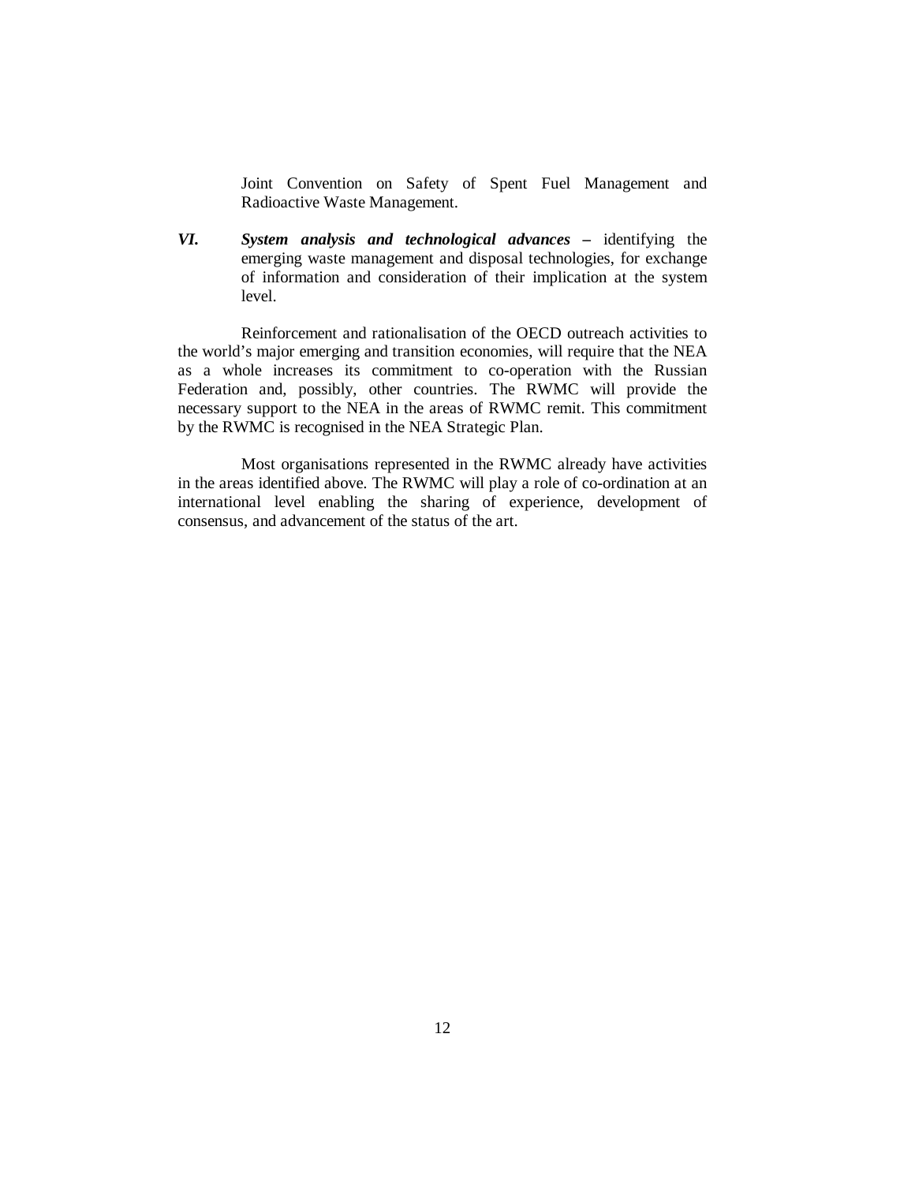Joint Convention on Safety of Spent Fuel Management and Radioactive Waste Management.

***VI. System analysis and technological advances*** **–** identifying the emerging waste management and disposal technologies, for exchange of information and consideration of their implication at the system level.

Reinforcement and rationalisation of the OECD outreach activities to the world's major emerging and transition economies, will require that the NEA as a whole increases its commitment to co-operation with the Russian Federation and, possibly, other countries. The RWMC will provide the necessary support to the NEA in the areas of RWMC remit. This commitment by the RWMC is recognised in the NEA Strategic Plan.

Most organisations represented in the RWMC already have activities in the areas identified above. The RWMC will play a role of co-ordination at an international level enabling the sharing of experience, development of consensus, and advancement of the status of the art.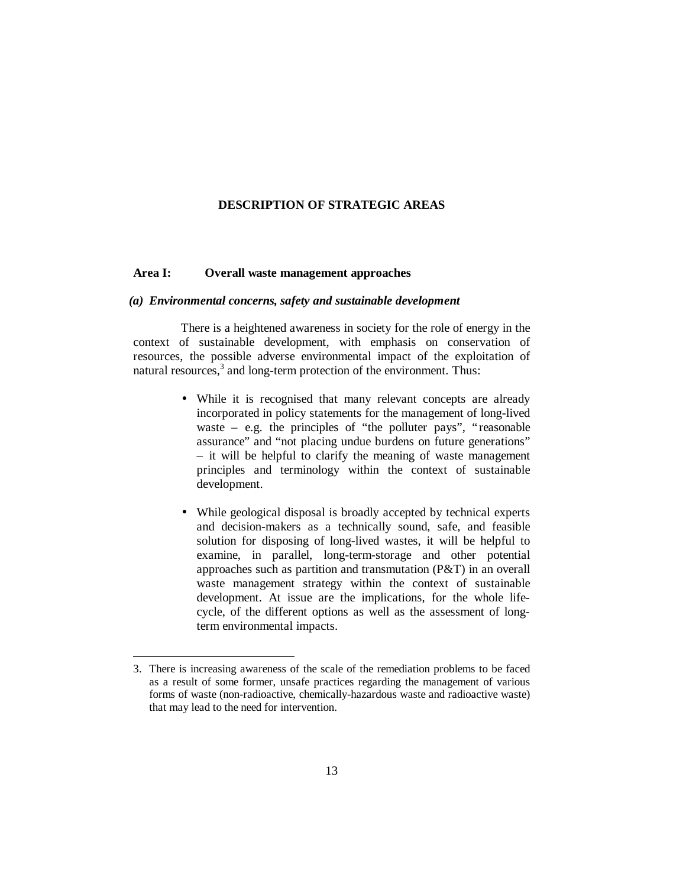# DESCRIPTION OF STRATEGIC AREAS

## Area I: Overall waste management approaches

### *(a) Environmental concerns, safety and sustainable development*

There is a heightened awareness in society for the role of energy in the context of sustainable development, with emphasis on conservation of resources, the possible adverse environmental impact of the exploitation of natural resources,[3] and long-term protection of the environment. Thus:

- While it is recognised that many relevant concepts are already incorporated in policy statements for the management of long-lived waste – e.g. the principles of "the polluter pays", "reasonable assurance" and "not placing undue burdens on future generations" – it will be helpful to clarify the meaning of waste management principles and terminology within the context of sustainable development.

- While geological disposal is broadly accepted by technical experts and decision-makers as a technically sound, safe, and feasible solution for disposing of long-lived wastes, it will be helpful to examine, in parallel, long-term-storage and other potential approaches such as partition and transmutation (P&T) in an overall waste management strategy within the context of sustainable development. At issue are the implications, for the whole life-cycle, of the different options as well as the assessment of long-term environmental impacts.

---

3. There is increasing awareness of the scale of the remediation problems to be faced as a result of some former, unsafe practices regarding the management of various forms of waste (non-radioactive, chemically-hazardous waste and radioactive waste) that may lead to the need for intervention.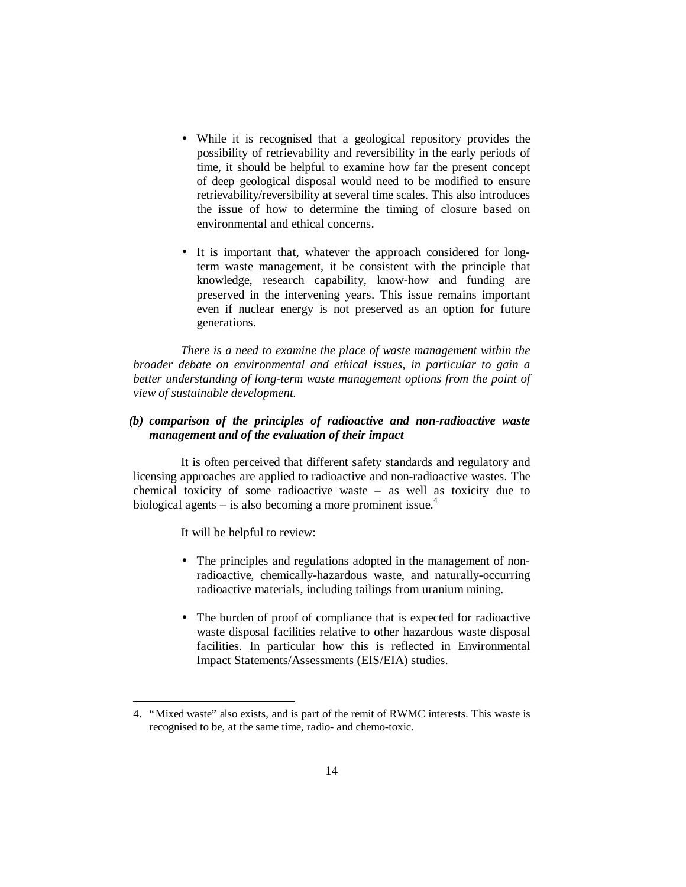- While it is recognised that a geological repository provides the possibility of retrievability and reversibility in the early periods of time, it should be helpful to examine how far the present concept of deep geological disposal would need to be modified to ensure retrievability/reversibility at several time scales. This also introduces the issue of how to determine the timing of closure based on environmental and ethical concerns.

- It is important that, whatever the approach considered for long-term waste management, it be consistent with the principle that knowledge, research capability, know-how and funding are preserved in the intervening years. This issue remains important even if nuclear energy is not preserved as an option for future generations.

*There is a need to examine the place of waste management within the broader debate on environmental and ethical issues, in particular to gain a better understanding of long-term waste management options from the point of view of sustainable development.*

***(b) comparison of the principles of radioactive and non-radioactive waste management and of the evaluation of their impact***

It is often perceived that different safety standards and regulatory and licensing approaches are applied to radioactive and non-radioactive wastes. The chemical toxicity of some radioactive waste – as well as toxicity due to biological agents – is also becoming a more prominent issue.[4]

It will be helpful to review:

- The principles and regulations adopted in the management of non-radioactive, chemically-hazardous waste, and naturally-occurring radioactive materials, including tailings from uranium mining.

- The burden of proof of compliance that is expected for radioactive waste disposal facilities relative to other hazardous waste disposal facilities. In particular how this is reflected in Environmental Impact Statements/Assessments (EIS/EIA) studies.

---

4. "Mixed waste" also exists, and is part of the remit of RWMC interests. This waste is recognised to be, at the same time, radio- and chemo-toxic.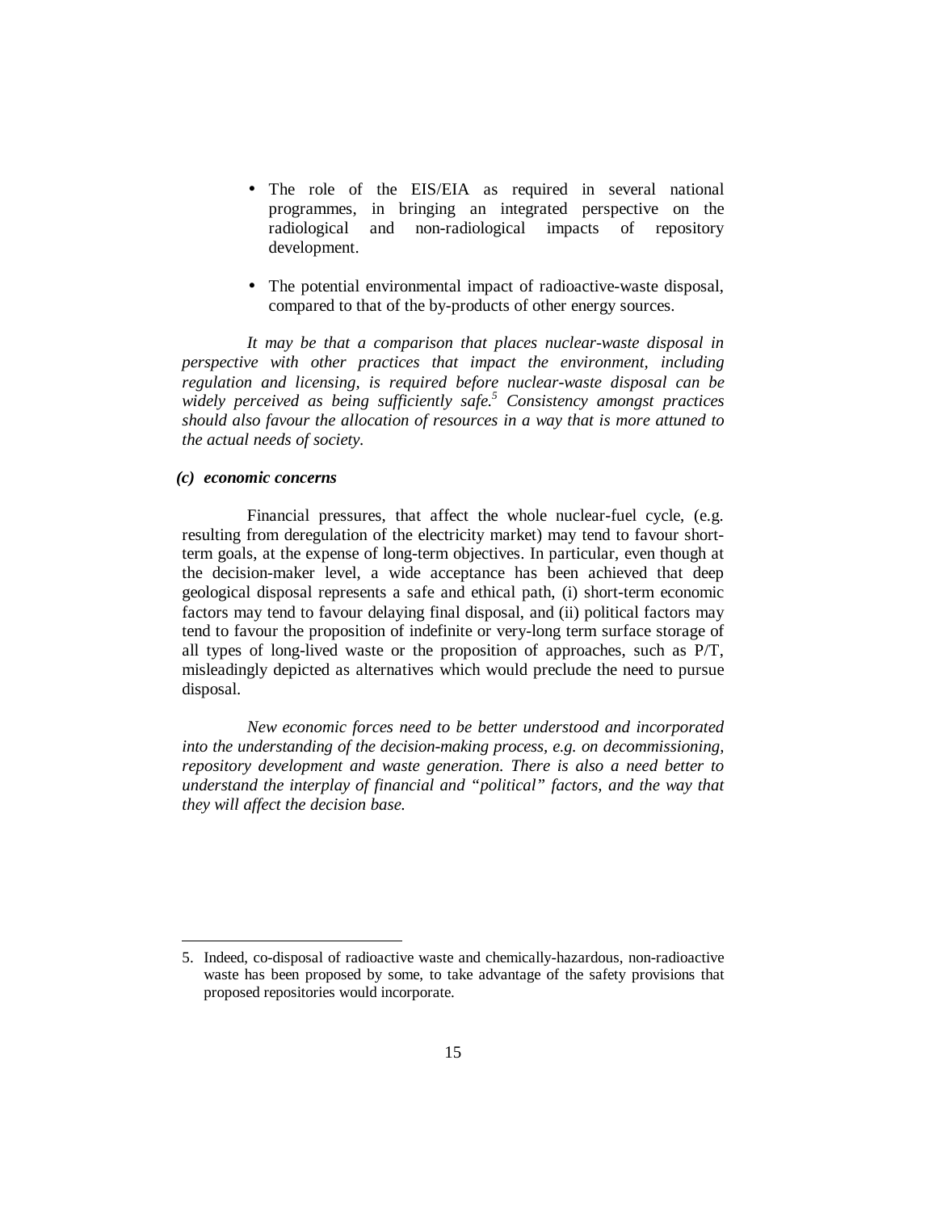- The role of the EIS/EIA as required in several national programmes, in bringing an integrated perspective on the radiological and non-radiological impacts of repository development.

- The potential environmental impact of radioactive-waste disposal, compared to that of the by-products of other energy sources.

*It may be that a comparison that places nuclear-waste disposal in perspective with other practices that impact the environment, including regulation and licensing, is required before nuclear-waste disposal can be widely perceived as being sufficiently safe.*[5] *Consistency amongst practices should also favour the allocation of resources in a way that is more attuned to the actual needs of society.*

***(c) economic concerns***

Financial pressures, that affect the whole nuclear-fuel cycle, (e.g. resulting from deregulation of the electricity market) may tend to favour short-term goals, at the expense of long-term objectives. In particular, even though at the decision-maker level, a wide acceptance has been achieved that deep geological disposal represents a safe and ethical path, (i) short-term economic factors may tend to favour delaying final disposal, and (ii) political factors may tend to favour the proposition of indefinite or very-long term surface storage of all types of long-lived waste or the proposition of approaches, such as P/T, misleadingly depicted as alternatives which would preclude the need to pursue disposal.

*New economic forces need to be better understood and incorporated into the understanding of the decision-making process, e.g. on decommissioning, repository development and waste generation. There is also a need better to understand the interplay of financial and "political" factors, and the way that they will affect the decision base.*

---

5. Indeed, co-disposal of radioactive waste and chemically-hazardous, non-radioactive waste has been proposed by some, to take advantage of the safety provisions that proposed repositories would incorporate.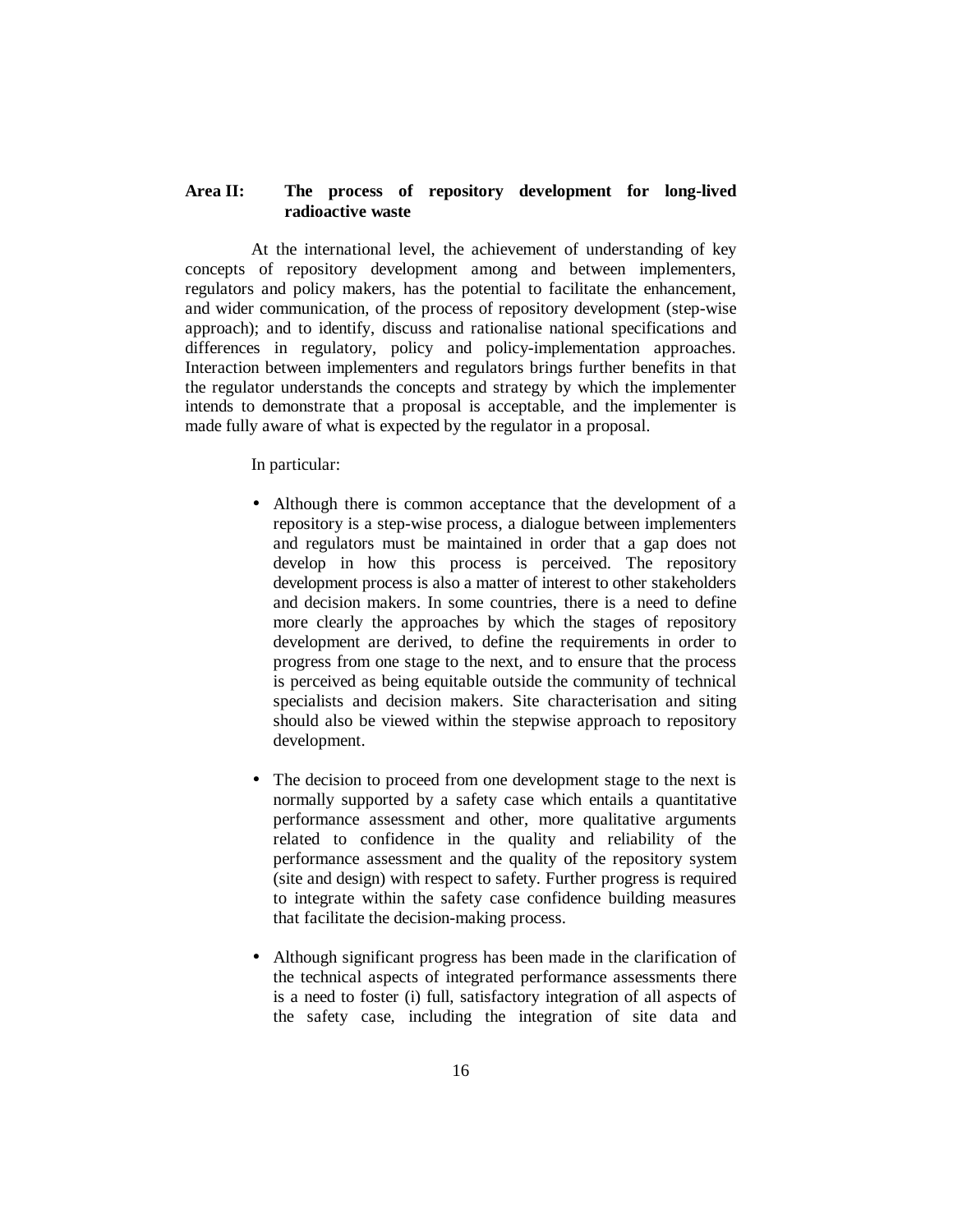**Area II: The process of repository development for long-lived radioactive waste**

At the international level, the achievement of understanding of key concepts of repository development among and between implementers, regulators and policy makers, has the potential to facilitate the enhancement, and wider communication, of the process of repository development (step-wise approach); and to identify, discuss and rationalise national specifications and differences in regulatory, policy and policy-implementation approaches. Interaction between implementers and regulators brings further benefits in that the regulator understands the concepts and strategy by which the implementer intends to demonstrate that a proposal is acceptable, and the implementer is made fully aware of what is expected by the regulator in a proposal.

In particular:

- Although there is common acceptance that the development of a repository is a step-wise process, a dialogue between implementers and regulators must be maintained in order that a gap does not develop in how this process is perceived. The repository development process is also a matter of interest to other stakeholders and decision makers. In some countries, there is a need to define more clearly the approaches by which the stages of repository development are derived, to define the requirements in order to progress from one stage to the next, and to ensure that the process is perceived as being equitable outside the community of technical specialists and decision makers. Site characterisation and siting should also be viewed within the stepwise approach to repository development.

- The decision to proceed from one development stage to the next is normally supported by a safety case which entails a quantitative performance assessment and other, more qualitative arguments related to confidence in the quality and reliability of the performance assessment and the quality of the repository system (site and design) with respect to safety. Further progress is required to integrate within the safety case confidence building measures that facilitate the decision-making process.

- Although significant progress has been made in the clarification of the technical aspects of integrated performance assessments there is a need to foster (i) full, satisfactory integration of all aspects of the safety case, including the integration of site data and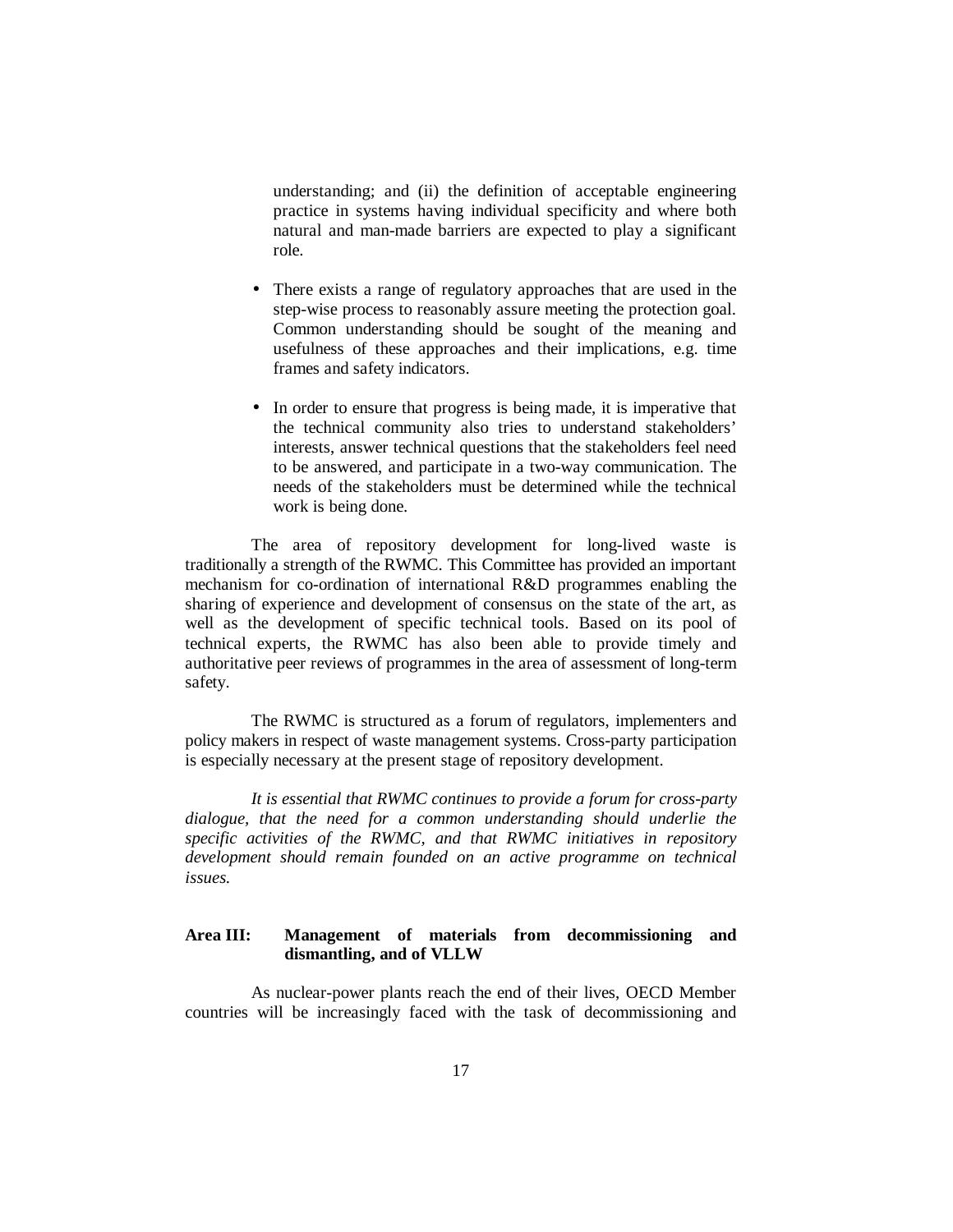understanding; and (ii) the definition of acceptable engineering practice in systems having individual specificity and where both natural and man-made barriers are expected to play a significant role.

- There exists a range of regulatory approaches that are used in the step-wise process to reasonably assure meeting the protection goal. Common understanding should be sought of the meaning and usefulness of these approaches and their implications, e.g. time frames and safety indicators.
- In order to ensure that progress is being made, it is imperative that the technical community also tries to understand stakeholders' interests, answer technical questions that the stakeholders feel need to be answered, and participate in a two-way communication. The needs of the stakeholders must be determined while the technical work is being done.

The area of repository development for long-lived waste is traditionally a strength of the RWMC. This Committee has provided an important mechanism for co-ordination of international R&D programmes enabling the sharing of experience and development of consensus on the state of the art, as well as the development of specific technical tools. Based on its pool of technical experts, the RWMC has also been able to provide timely and authoritative peer reviews of programmes in the area of assessment of long-term safety.

The RWMC is structured as a forum of regulators, implementers and policy makers in respect of waste management systems. Cross-party participation is especially necessary at the present stage of repository development.

*It is essential that RWMC continues to provide a forum for cross-party dialogue, that the need for a common understanding should underlie the specific activities of the RWMC, and that RWMC initiatives in repository development should remain founded on an active programme on technical issues.*

**Area III: Management of materials from decommissioning and dismantling, and of VLLW**

As nuclear-power plants reach the end of their lives, OECD Member countries will be increasingly faced with the task of decommissioning and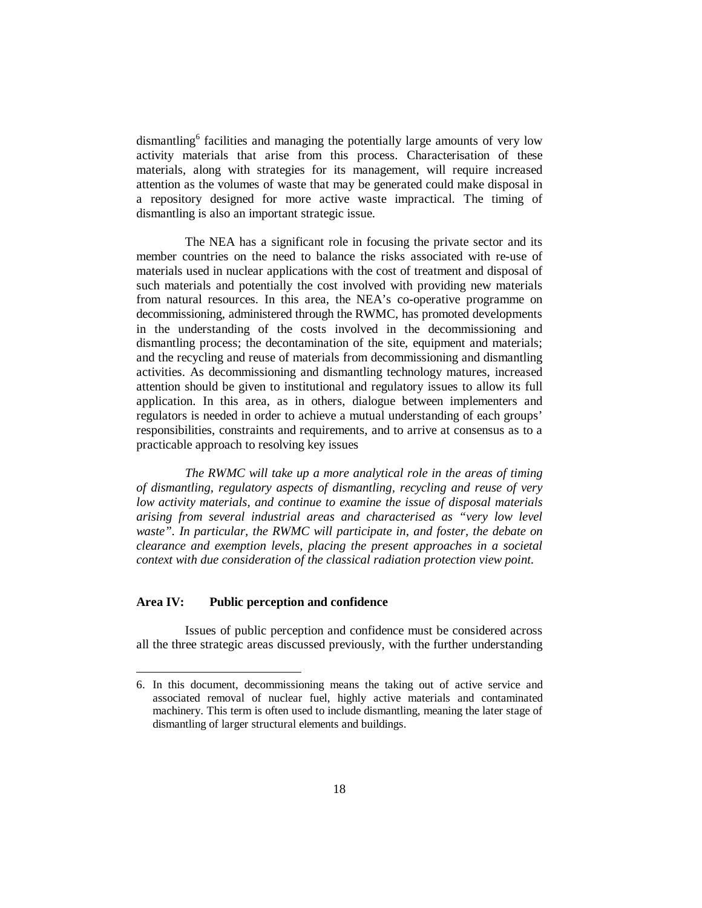dismantling[6] facilities and managing the potentially large amounts of very low activity materials that arise from this process. Characterisation of these materials, along with strategies for its management, will require increased attention as the volumes of waste that may be generated could make disposal in a repository designed for more active waste impractical. The timing of dismantling is also an important strategic issue.

The NEA has a significant role in focusing the private sector and its member countries on the need to balance the risks associated with re-use of materials used in nuclear applications with the cost of treatment and disposal of such materials and potentially the cost involved with providing new materials from natural resources. In this area, the NEA's co-operative programme on decommissioning, administered through the RWMC, has promoted developments in the understanding of the costs involved in the decommissioning and dismantling process; the decontamination of the site, equipment and materials; and the recycling and reuse of materials from decommissioning and dismantling activities. As decommissioning and dismantling technology matures, increased attention should be given to institutional and regulatory issues to allow its full application. In this area, as in others, dialogue between implementers and regulators is needed in order to achieve a mutual understanding of each groups' responsibilities, constraints and requirements, and to arrive at consensus as to a practicable approach to resolving key issues

*The RWMC will take up a more analytical role in the areas of timing of dismantling, regulatory aspects of dismantling, recycling and reuse of very low activity materials, and continue to examine the issue of disposal materials arising from several industrial areas and characterised as "very low level waste". In particular, the RWMC will participate in, and foster, the debate on clearance and exemption levels, placing the present approaches in a societal context with due consideration of the classical radiation protection view point.*

**Area IV: Public perception and confidence**

Issues of public perception and confidence must be considered across all the three strategic areas discussed previously, with the further understanding

---

6. In this document, decommissioning means the taking out of active service and associated removal of nuclear fuel, highly active materials and contaminated machinery. This term is often used to include dismantling, meaning the later stage of dismantling of larger structural elements and buildings.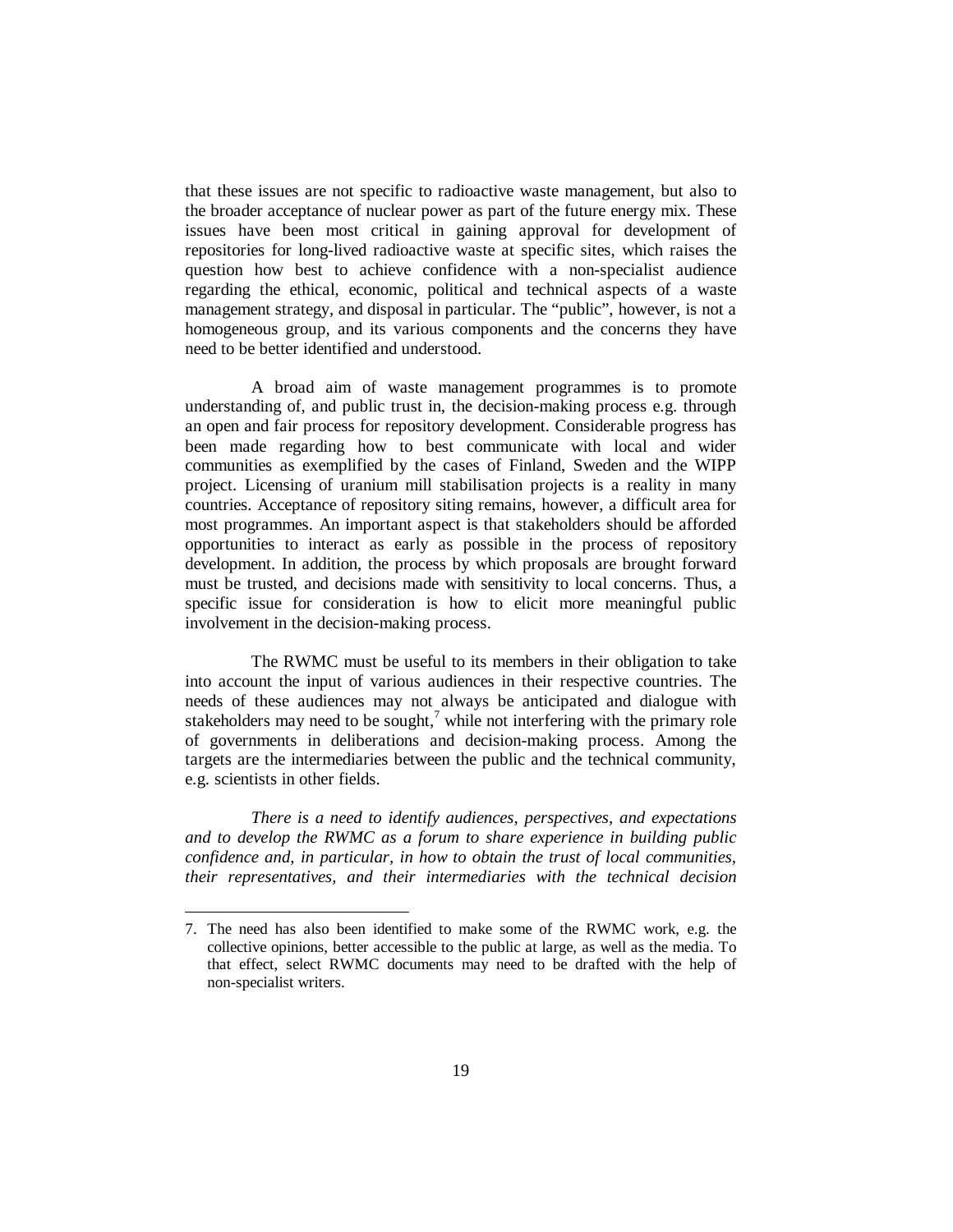that these issues are not specific to radioactive waste management, but also to the broader acceptance of nuclear power as part of the future energy mix. These issues have been most critical in gaining approval for development of repositories for long-lived radioactive waste at specific sites, which raises the question how best to achieve confidence with a non-specialist audience regarding the ethical, economic, political and technical aspects of a waste management strategy, and disposal in particular. The "public", however, is not a homogeneous group, and its various components and the concerns they have need to be better identified and understood.

A broad aim of waste management programmes is to promote understanding of, and public trust in, the decision-making process e.g. through an open and fair process for repository development. Considerable progress has been made regarding how to best communicate with local and wider communities as exemplified by the cases of Finland, Sweden and the WIPP project. Licensing of uranium mill stabilisation projects is a reality in many countries. Acceptance of repository siting remains, however, a difficult area for most programmes. An important aspect is that stakeholders should be afforded opportunities to interact as early as possible in the process of repository development. In addition, the process by which proposals are brought forward must be trusted, and decisions made with sensitivity to local concerns. Thus, a specific issue for consideration is how to elicit more meaningful public involvement in the decision-making process.

The RWMC must be useful to its members in their obligation to take into account the input of various audiences in their respective countries. The needs of these audiences may not always be anticipated and dialogue with stakeholders may need to be sought,[7] while not interfering with the primary role of governments in deliberations and decision-making process. Among the targets are the intermediaries between the public and the technical community, e.g. scientists in other fields.

*There is a need to identify audiences, perspectives, and expectations and to develop the RWMC as a forum to share experience in building public confidence and, in particular, in how to obtain the trust of local communities, their representatives, and their intermediaries with the technical decision*

---

7. The need has also been identified to make some of the RWMC work, e.g. the collective opinions, better accessible to the public at large, as well as the media. To that effect, select RWMC documents may need to be drafted with the help of non-specialist writers.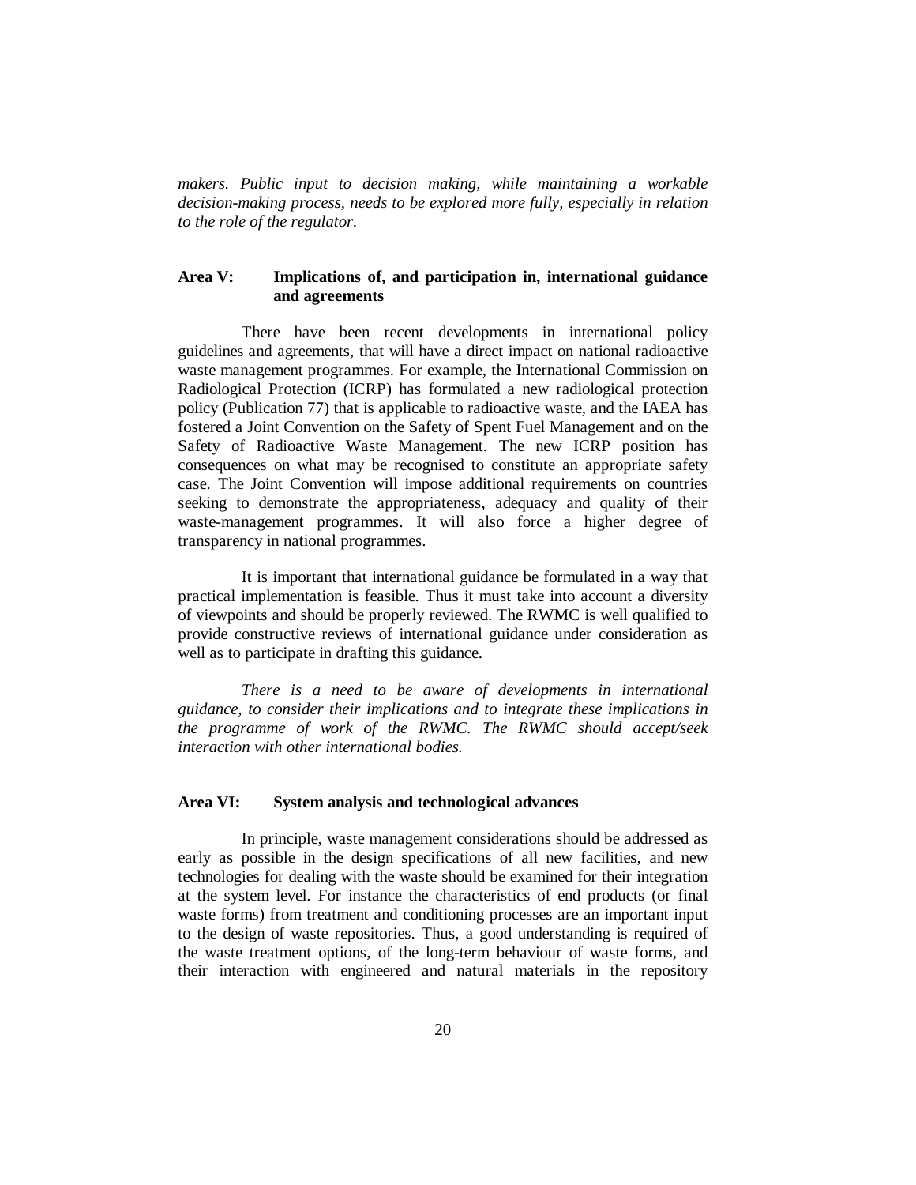*makers. Public input to decision making, while maintaining a workable decision-making process, needs to be explored more fully, especially in relation to the role of the regulator.*

### Area V: Implications of, and participation in, international guidance and agreements

There have been recent developments in international policy guidelines and agreements, that will have a direct impact on national radioactive waste management programmes. For example, the International Commission on Radiological Protection (ICRP) has formulated a new radiological protection policy (Publication 77) that is applicable to radioactive waste, and the IAEA has fostered a Joint Convention on the Safety of Spent Fuel Management and on the Safety of Radioactive Waste Management. The new ICRP position has consequences on what may be recognised to constitute an appropriate safety case. The Joint Convention will impose additional requirements on countries seeking to demonstrate the appropriateness, adequacy and quality of their waste-management programmes. It will also force a higher degree of transparency in national programmes.

It is important that international guidance be formulated in a way that practical implementation is feasible. Thus it must take into account a diversity of viewpoints and should be properly reviewed. The RWMC is well qualified to provide constructive reviews of international guidance under consideration as well as to participate in drafting this guidance.

*There is a need to be aware of developments in international guidance, to consider their implications and to integrate these implications in the programme of work of the RWMC. The RWMC should accept/seek interaction with other international bodies.*

### Area VI: System analysis and technological advances

In principle, waste management considerations should be addressed as early as possible in the design specifications of all new facilities, and new technologies for dealing with the waste should be examined for their integration at the system level. For instance the characteristics of end products (or final waste forms) from treatment and conditioning processes are an important input to the design of waste repositories. Thus, a good understanding is required of the waste treatment options, of the long-term behaviour of waste forms, and their interaction with engineered and natural materials in the repository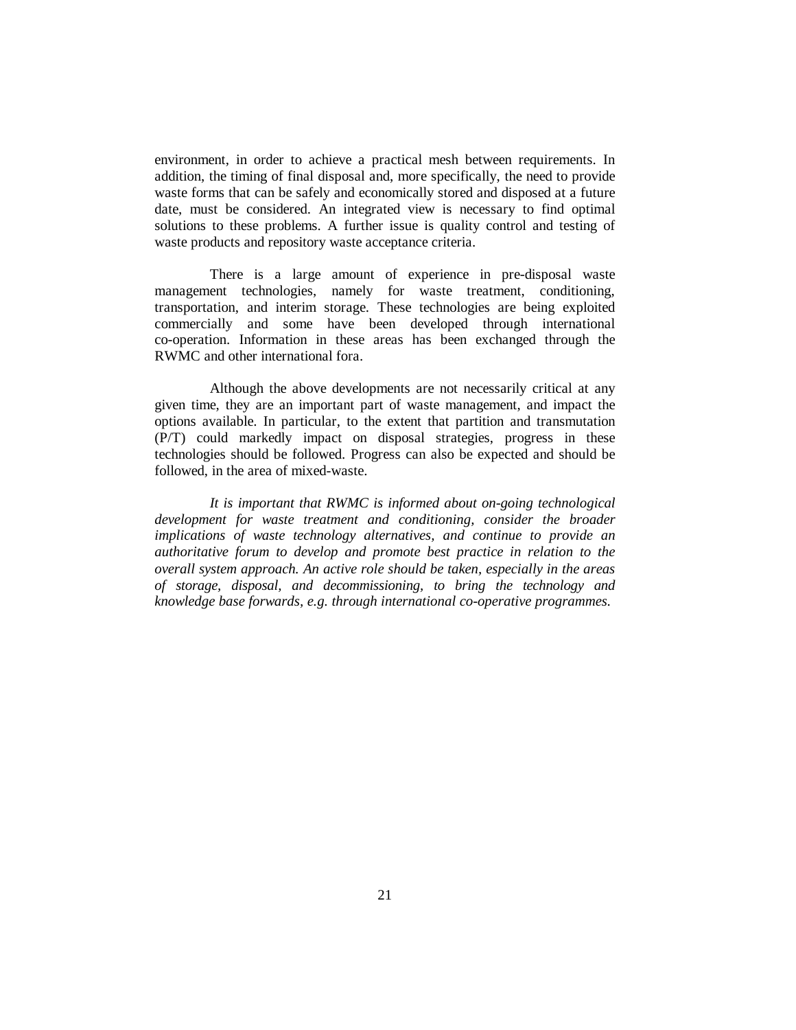environment, in order to achieve a practical mesh between requirements. In addition, the timing of final disposal and, more specifically, the need to provide waste forms that can be safely and economically stored and disposed at a future date, must be considered. An integrated view is necessary to find optimal solutions to these problems. A further issue is quality control and testing of waste products and repository waste acceptance criteria.

There is a large amount of experience in pre-disposal waste management technologies, namely for waste treatment, conditioning, transportation, and interim storage. These technologies are being exploited commercially and some have been developed through international co-operation. Information in these areas has been exchanged through the RWMC and other international fora.

Although the above developments are not necessarily critical at any given time, they are an important part of waste management, and impact the options available. In particular, to the extent that partition and transmutation (P/T) could markedly impact on disposal strategies, progress in these technologies should be followed. Progress can also be expected and should be followed, in the area of mixed-waste.

*It is important that RWMC is informed about on-going technological development for waste treatment and conditioning, consider the broader implications of waste technology alternatives, and continue to provide an authoritative forum to develop and promote best practice in relation to the overall system approach. An active role should be taken, especially in the areas of storage, disposal, and decommissioning, to bring the technology and knowledge base forwards, e.g. through international co-operative programmes.*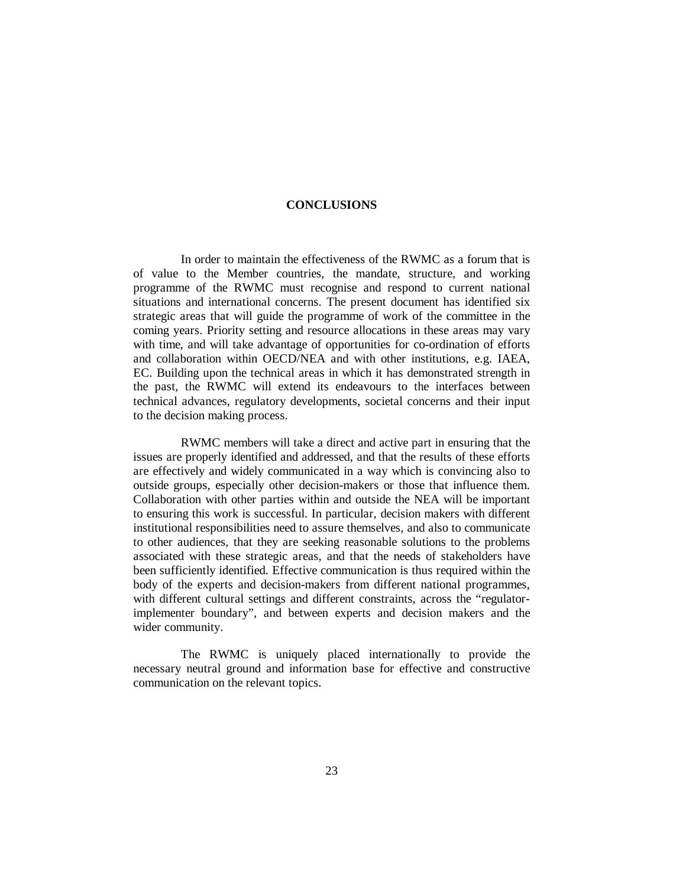# CONCLUSIONS

In order to maintain the effectiveness of the RWMC as a forum that is of value to the Member countries, the mandate, structure, and working programme of the RWMC must recognise and respond to current national situations and international concerns. The present document has identified six strategic areas that will guide the programme of work of the committee in the coming years. Priority setting and resource allocations in these areas may vary with time, and will take advantage of opportunities for co-ordination of efforts and collaboration within OECD/NEA and with other institutions, e.g. IAEA, EC. Building upon the technical areas in which it has demonstrated strength in the past, the RWMC will extend its endeavours to the interfaces between technical advances, regulatory developments, societal concerns and their input to the decision making process.

RWMC members will take a direct and active part in ensuring that the issues are properly identified and addressed, and that the results of these efforts are effectively and widely communicated in a way which is convincing also to outside groups, especially other decision-makers or those that influence them. Collaboration with other parties within and outside the NEA will be important to ensuring this work is successful. In particular, decision makers with different institutional responsibilities need to assure themselves, and also to communicate to other audiences, that they are seeking reasonable solutions to the problems associated with these strategic areas, and that the needs of stakeholders have been sufficiently identified. Effective communication is thus required within the body of the experts and decision-makers from different national programmes, with different cultural settings and different constraints, across the "regulator-implementer boundary", and between experts and decision makers and the wider community.

The RWMC is uniquely placed internationally to provide the necessary neutral ground and information base for effective and constructive communication on the relevant topics.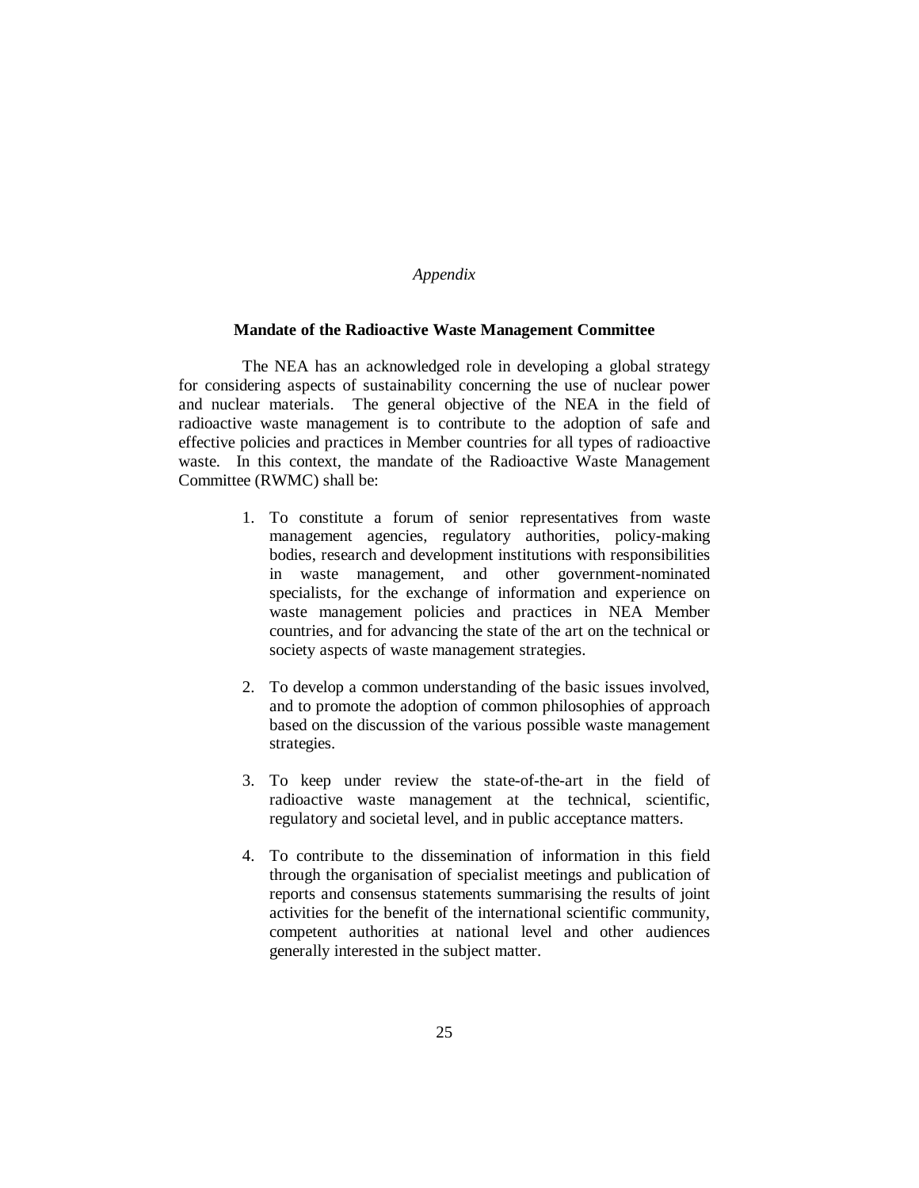*Appendix*

## Mandate of the Radioactive Waste Management Committee

The NEA has an acknowledged role in developing a global strategy for considering aspects of sustainability concerning the use of nuclear power and nuclear materials. The general objective of the NEA in the field of radioactive waste management is to contribute to the adoption of safe and effective policies and practices in Member countries for all types of radioactive waste. In this context, the mandate of the Radioactive Waste Management Committee (RWMC) shall be:

1. To constitute a forum of senior representatives from waste management agencies, regulatory authorities, policy-making bodies, research and development institutions with responsibilities in waste management, and other government-nominated specialists, for the exchange of information and experience on waste management policies and practices in NEA Member countries, and for advancing the state of the art on the technical or society aspects of waste management strategies.

2. To develop a common understanding of the basic issues involved, and to promote the adoption of common philosophies of approach based on the discussion of the various possible waste management strategies.

3. To keep under review the state-of-the-art in the field of radioactive waste management at the technical, scientific, regulatory and societal level, and in public acceptance matters.

4. To contribute to the dissemination of information in this field through the organisation of specialist meetings and publication of reports and consensus statements summarising the results of joint activities for the benefit of the international scientific community, competent authorities at national level and other audiences generally interested in the subject matter.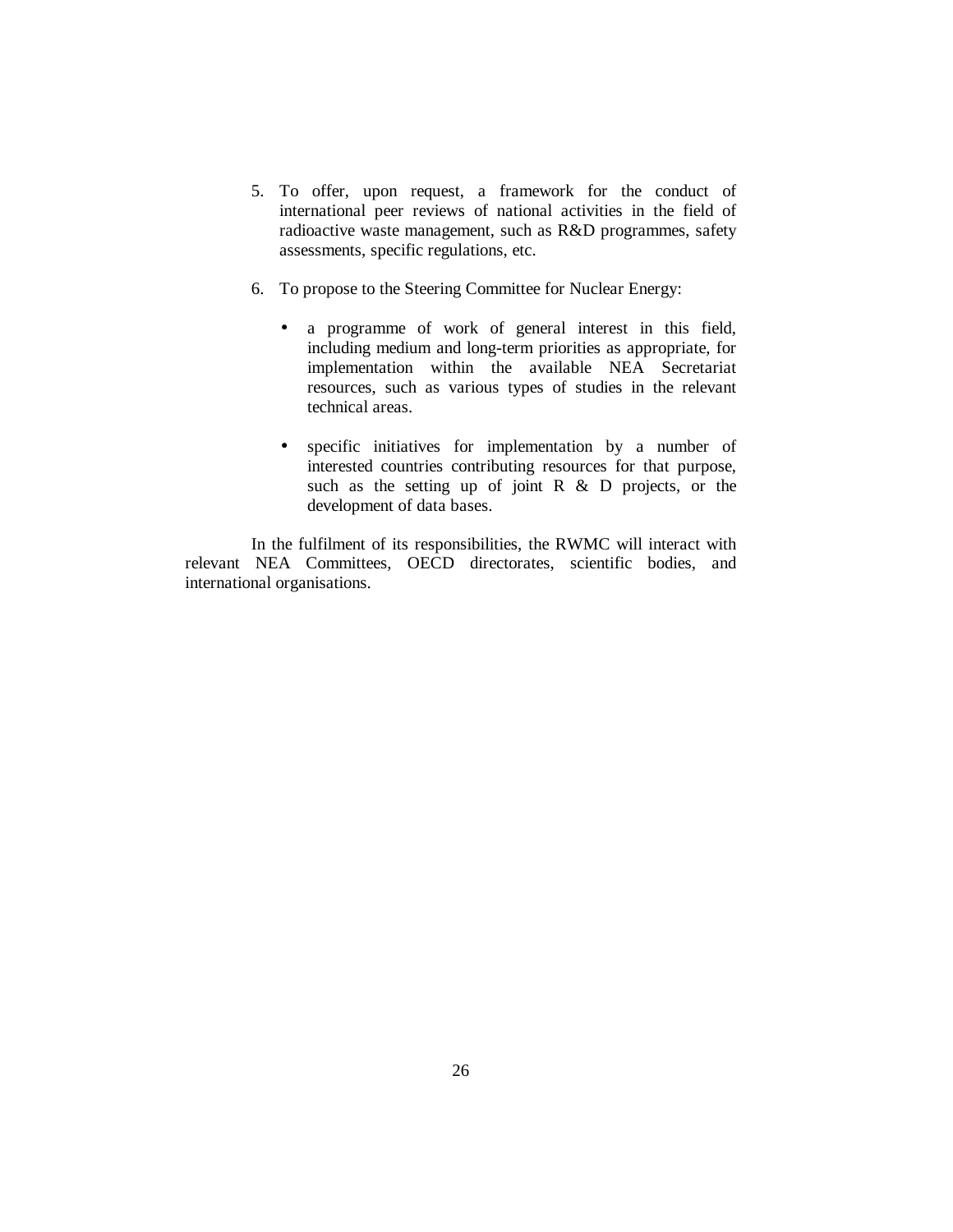5. To offer, upon request, a framework for the conduct of international peer reviews of national activities in the field of radioactive waste management, such as R&D programmes, safety assessments, specific regulations, etc.

6. To propose to the Steering Committee for Nuclear Energy:

   - a programme of work of general interest in this field, including medium and long-term priorities as appropriate, for implementation within the available NEA Secretariat resources, such as various types of studies in the relevant technical areas.

   - specific initiatives for implementation by a number of interested countries contributing resources for that purpose, such as the setting up of joint R & D projects, or the development of data bases.

In the fulfilment of its responsibilities, the RWMC will interact with relevant NEA Committees, OECD directorates, scientific bodies, and international organisations.